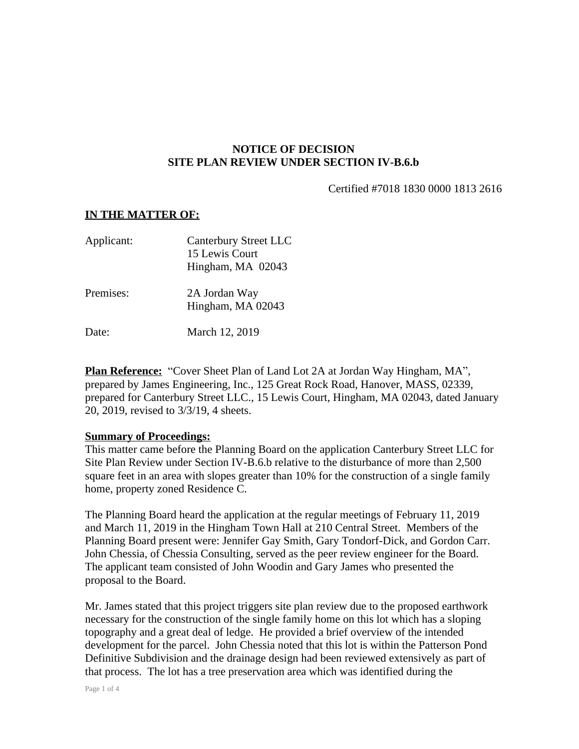**NOTICE OF DECISION**
**SITE PLAN REVIEW UNDER SECTION IV-B.6.b**

Certified #7018 1830 0000 1813 2616

**IN THE MATTER OF:**

Applicant: Canterbury Street LLC
15 Lewis Court
Hingham, MA 02043

Premises: 2A Jordan Way
Hingham, MA 02043

Date: March 12, 2019

**Plan Reference:** "Cover Sheet Plan of Land Lot 2A at Jordan Way Hingham, MA", prepared by James Engineering, Inc., 125 Great Rock Road, Hanover, MASS, 02339, prepared for Canterbury Street LLC., 15 Lewis Court, Hingham, MA 02043, dated January 20, 2019, revised to 3/3/19, 4 sheets.

**Summary of Proceedings:**
This matter came before the Planning Board on the application Canterbury Street LLC for Site Plan Review under Section IV-B.6.b relative to the disturbance of more than 2,500 square feet in an area with slopes greater than 10% for the construction of a single family home, property zoned Residence C.

The Planning Board heard the application at the regular meetings of February 11, 2019 and March 11, 2019 in the Hingham Town Hall at 210 Central Street. Members of the Planning Board present were: Jennifer Gay Smith, Gary Tondorf-Dick, and Gordon Carr. John Chessia, of Chessia Consulting, served as the peer review engineer for the Board. The applicant team consisted of John Woodin and Gary James who presented the proposal to the Board.

Mr. James stated that this project triggers site plan review due to the proposed earthwork necessary for the construction of the single family home on this lot which has a sloping topography and a great deal of ledge. He provided a brief overview of the intended development for the parcel. John Chessia noted that this lot is within the Patterson Pond Definitive Subdivision and the drainage design had been reviewed extensively as part of that process. The lot has a tree preservation area which was identified during the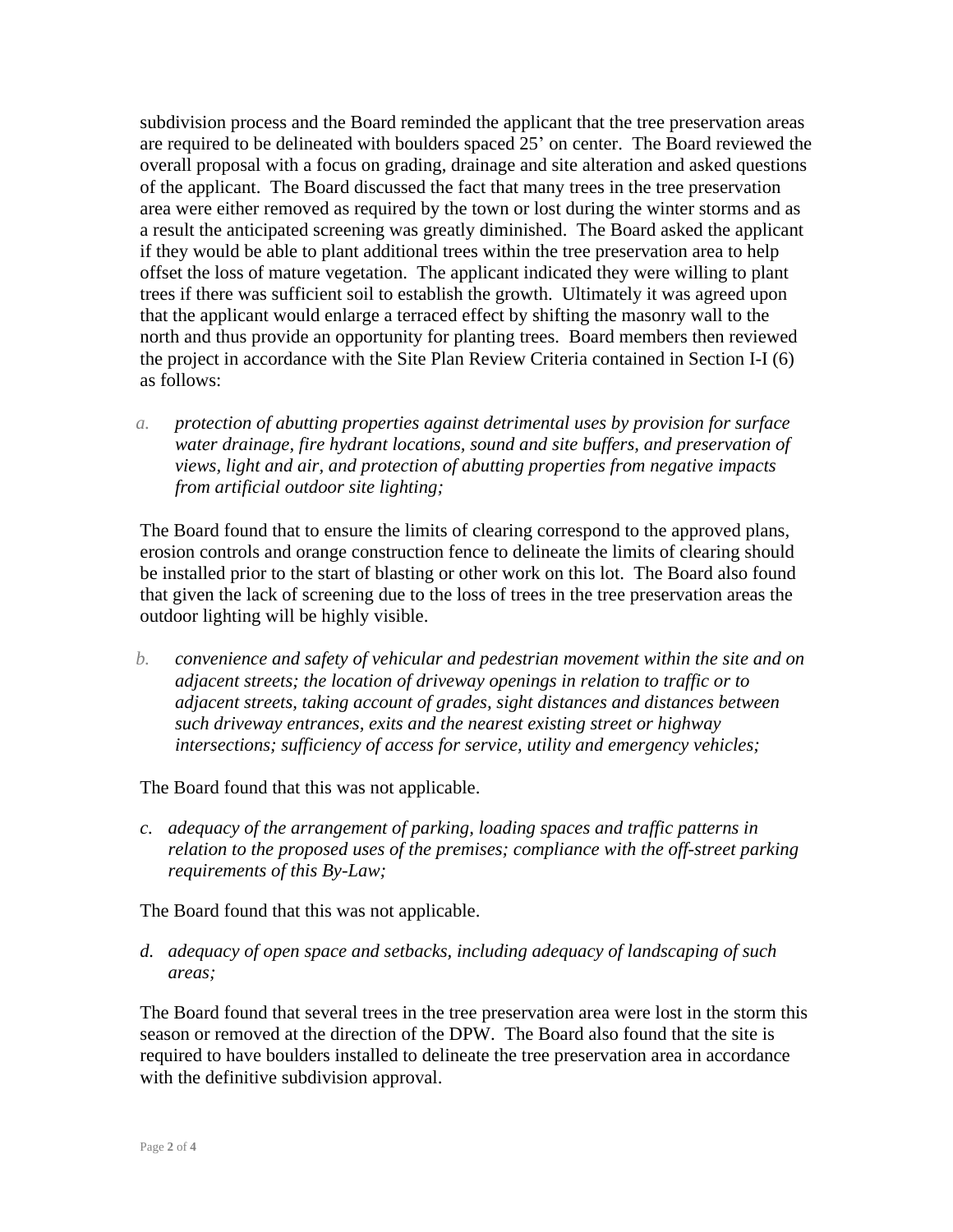subdivision process and the Board reminded the applicant that the tree preservation areas are required to be delineated with boulders spaced 25' on center. The Board reviewed the overall proposal with a focus on grading, drainage and site alteration and asked questions of the applicant. The Board discussed the fact that many trees in the tree preservation area were either removed as required by the town or lost during the winter storms and as a result the anticipated screening was greatly diminished. The Board asked the applicant if they would be able to plant additional trees within the tree preservation area to help offset the loss of mature vegetation. The applicant indicated they were willing to plant trees if there was sufficient soil to establish the growth. Ultimately it was agreed upon that the applicant would enlarge a terraced effect by shifting the masonry wall to the north and thus provide an opportunity for planting trees. Board members then reviewed the project in accordance with the Site Plan Review Criteria contained in Section I-I (6) as follows:

a. *protection of abutting properties against detrimental uses by provision for surface water drainage, fire hydrant locations, sound and site buffers, and preservation of views, light and air, and protection of abutting properties from negative impacts from artificial outdoor site lighting;*

The Board found that to ensure the limits of clearing correspond to the approved plans, erosion controls and orange construction fence to delineate the limits of clearing should be installed prior to the start of blasting or other work on this lot. The Board also found that given the lack of screening due to the loss of trees in the tree preservation areas the outdoor lighting will be highly visible.

b. *convenience and safety of vehicular and pedestrian movement within the site and on adjacent streets; the location of driveway openings in relation to traffic or to adjacent streets, taking account of grades, sight distances and distances between such driveway entrances, exits and the nearest existing street or highway intersections; sufficiency of access for service, utility and emergency vehicles;*

The Board found that this was not applicable.

c. *adequacy of the arrangement of parking, loading spaces and traffic patterns in relation to the proposed uses of the premises; compliance with the off-street parking requirements of this By-Law;*

The Board found that this was not applicable.

d. *adequacy of open space and setbacks, including adequacy of landscaping of such areas;*

The Board found that several trees in the tree preservation area were lost in the storm this season or removed at the direction of the DPW. The Board also found that the site is required to have boulders installed to delineate the tree preservation area in accordance with the definitive subdivision approval.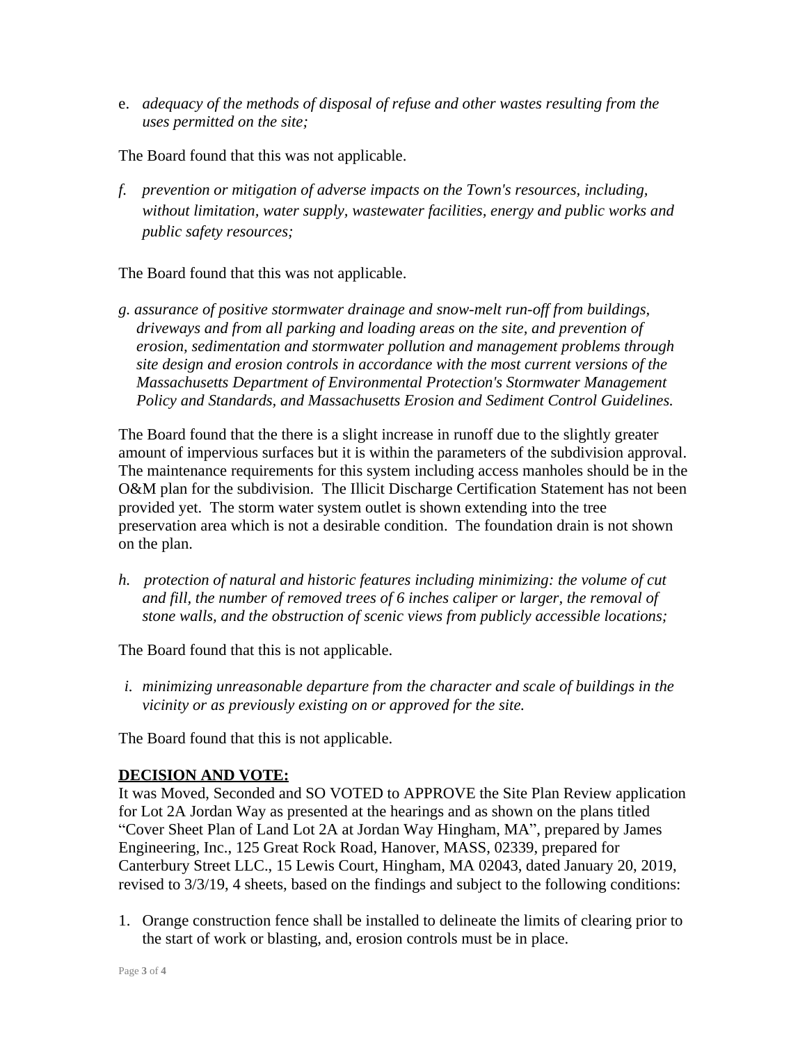e. *adequacy of the methods of disposal of refuse and other wastes resulting from the uses permitted on the site;*

The Board found that this was not applicable.

*f. prevention or mitigation of adverse impacts on the Town's resources, including, without limitation, water supply, wastewater facilities, energy and public works and public safety resources;*

The Board found that this was not applicable.

*g. assurance of positive stormwater drainage and snow-melt run-off from buildings, driveways and from all parking and loading areas on the site, and prevention of erosion, sedimentation and stormwater pollution and management problems through site design and erosion controls in accordance with the most current versions of the Massachusetts Department of Environmental Protection's Stormwater Management Policy and Standards, and Massachusetts Erosion and Sediment Control Guidelines.*

The Board found that the there is a slight increase in runoff due to the slightly greater amount of impervious surfaces but it is within the parameters of the subdivision approval. The maintenance requirements for this system including access manholes should be in the O&M plan for the subdivision. The Illicit Discharge Certification Statement has not been provided yet. The storm water system outlet is shown extending into the tree preservation area which is not a desirable condition. The foundation drain is not shown on the plan.

*h. protection of natural and historic features including minimizing: the volume of cut and fill, the number of removed trees of 6 inches caliper or larger, the removal of stone walls, and the obstruction of scenic views from publicly accessible locations;*

The Board found that this is not applicable.

*i. minimizing unreasonable departure from the character and scale of buildings in the vicinity or as previously existing on or approved for the site.*

The Board found that this is not applicable.

**DECISION AND VOTE:**

It was Moved, Seconded and SO VOTED to APPROVE the Site Plan Review application for Lot 2A Jordan Way as presented at the hearings and as shown on the plans titled "Cover Sheet Plan of Land Lot 2A at Jordan Way Hingham, MA", prepared by James Engineering, Inc., 125 Great Rock Road, Hanover, MASS, 02339, prepared for Canterbury Street LLC., 15 Lewis Court, Hingham, MA 02043, dated January 20, 2019, revised to 3/3/19, 4 sheets, based on the findings and subject to the following conditions:

1. Orange construction fence shall be installed to delineate the limits of clearing prior to the start of work or blasting, and, erosion controls must be in place.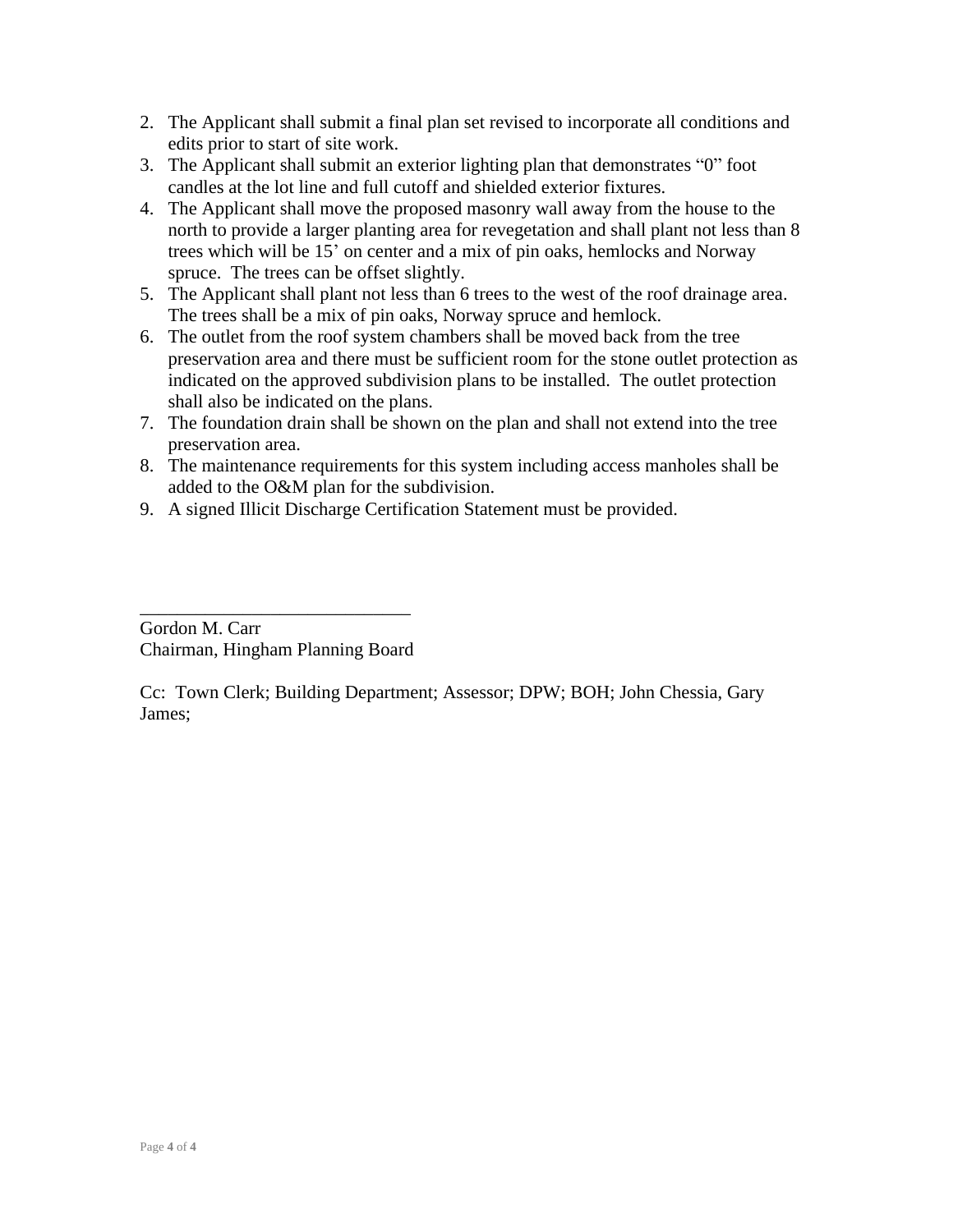2. The Applicant shall submit a final plan set revised to incorporate all conditions and edits prior to start of site work.
3. The Applicant shall submit an exterior lighting plan that demonstrates "0" foot candles at the lot line and full cutoff and shielded exterior fixtures.
4. The Applicant shall move the proposed masonry wall away from the house to the north to provide a larger planting area for revegetation and shall plant not less than 8 trees which will be 15' on center and a mix of pin oaks, hemlocks and Norway spruce. The trees can be offset slightly.
5. The Applicant shall plant not less than 6 trees to the west of the roof drainage area. The trees shall be a mix of pin oaks, Norway spruce and hemlock.
6. The outlet from the roof system chambers shall be moved back from the tree preservation area and there must be sufficient room for the stone outlet protection as indicated on the approved subdivision plans to be installed. The outlet protection shall also be indicated on the plans.
7. The foundation drain shall be shown on the plan and shall not extend into the tree preservation area.
8. The maintenance requirements for this system including access manholes shall be added to the O&M plan for the subdivision.
9. A signed Illicit Discharge Certification Statement must be provided.

\_\_\_\_\_\_\_\_\_\_\_\_\_\_\_\_\_\_\_\_\_\_\_\_\_\_\_\_\_\_

Gordon M. Carr
Chairman, Hingham Planning Board

Cc: Town Clerk; Building Department; Assessor; DPW; BOH; John Chessia, Gary James;